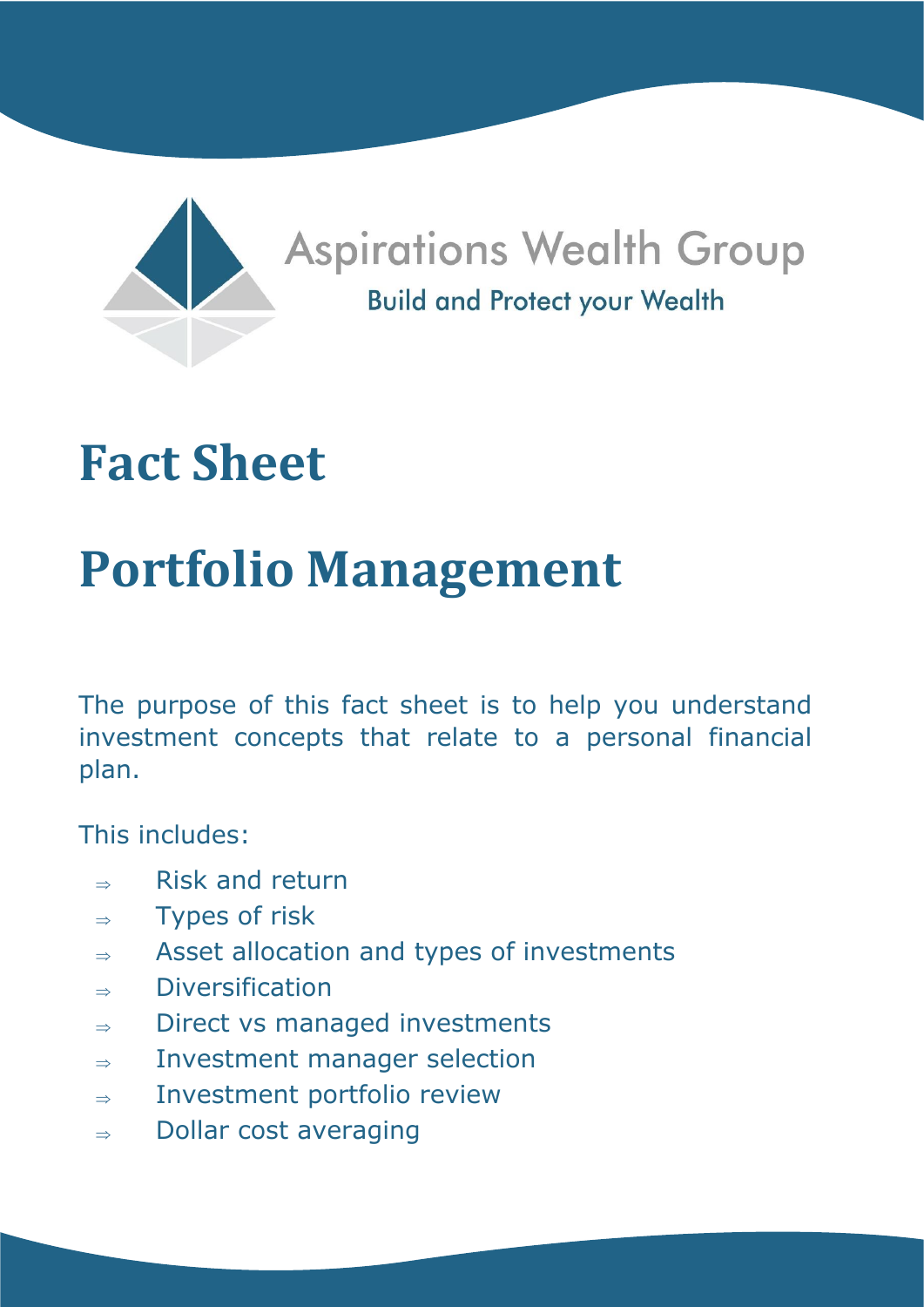Aspirations Wealth Group

Build and Protect your Wealth

# Fact Sheet

# Portfolio Management

The purpose of this fact sheet is to help you understand investment concepts that relate to a personal financial plan.

This includes:

- ⇒ Risk and return
- ⇒ Types of risk
- ⇒ Asset allocation and types of investments
- ⇒ Diversification
- ⇒ Direct vs managed investments
- ⇒ Investment manager selection
- ⇒ Investment portfolio review
- ⇒ Dollar cost averaging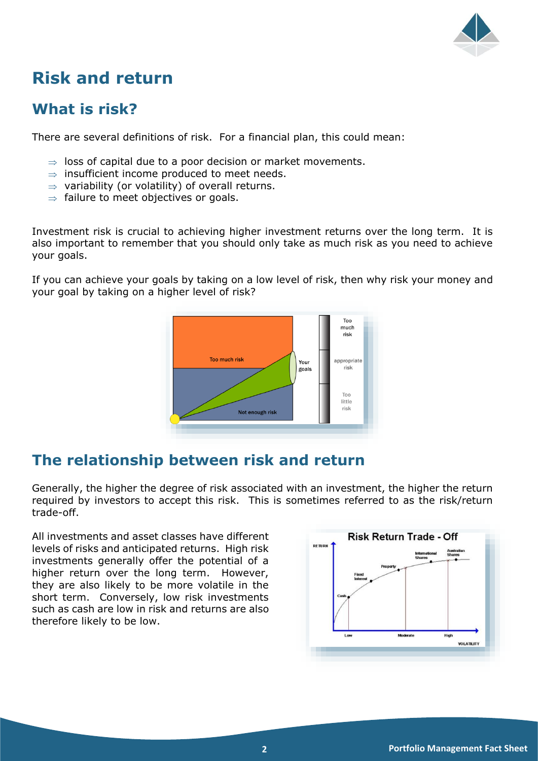# Risk and return

## What is risk?

There are several definitions of risk. For a financial plan, this could mean:

- ⇒ loss of capital due to a poor decision or market movements.
- ⇒ insufficient income produced to meet needs.
- ⇒ variability (or volatility) of overall returns.
- ⇒ failure to meet objectives or goals.

Investment risk is crucial to achieving higher investment returns over the long term. It is also important to remember that you should only take as much risk as you need to achieve your goals.

If you can achieve your goals by taking on a low level of risk, then why risk your money and your goal by taking on a higher level of risk?

## The relationship between risk and return

Generally, the higher the degree of risk associated with an investment, the higher the return required by investors to accept this risk. This is sometimes referred to as the risk/return trade-off.

All investments and asset classes have different levels of risks and anticipated returns. High risk investments generally offer the potential of a higher return over the long term. However, they are also likely to be more volatile in the short term. Conversely, low risk investments such as cash are low in risk and returns are also therefore likely to be low.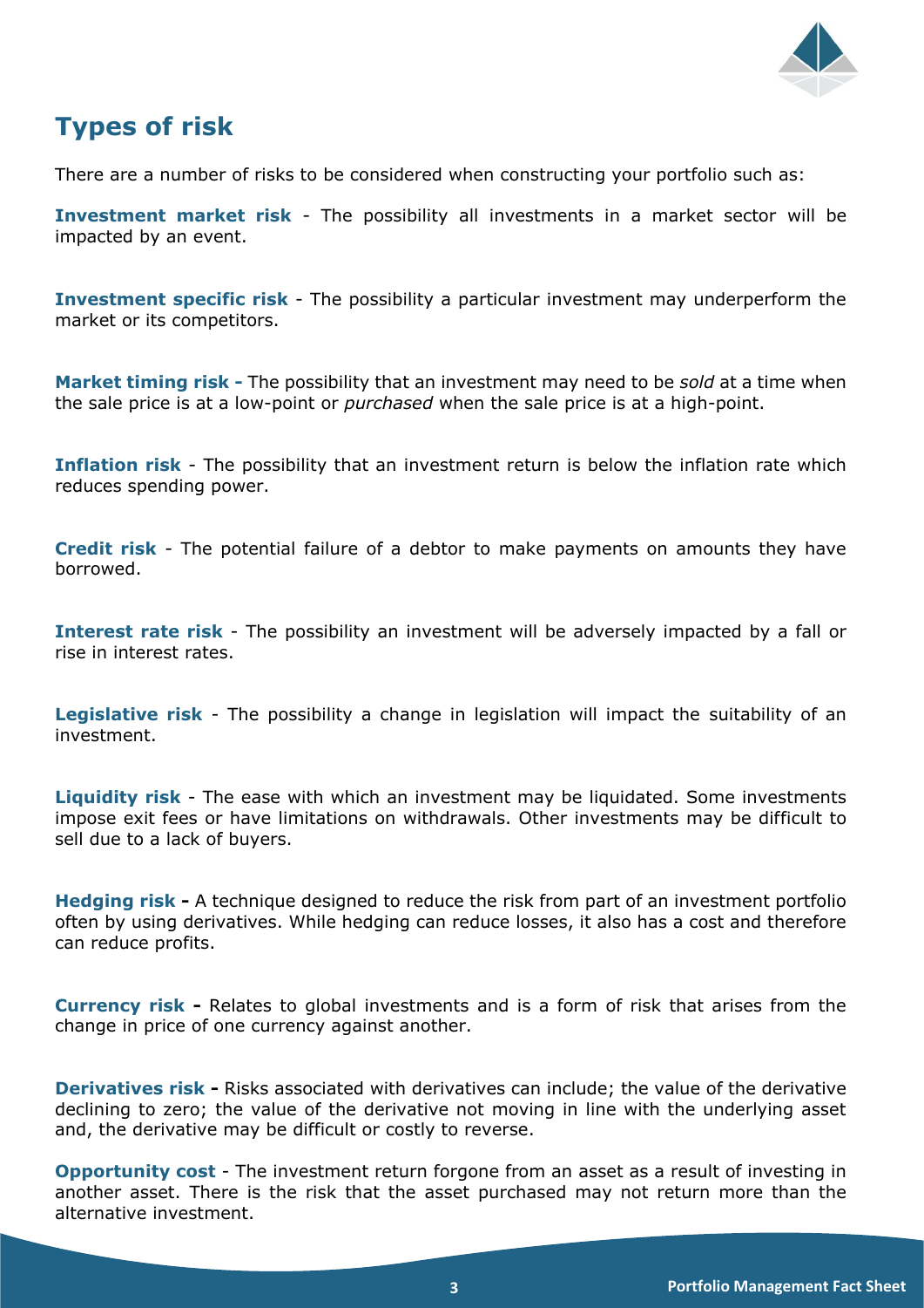## Types of risk

There are a number of risks to be considered when constructing your portfolio such as:

**Investment market risk** - The possibility all investments in a market sector will be impacted by an event.

**Investment specific risk** - The possibility a particular investment may underperform the market or its competitors.

**Market timing risk -** The possibility that an investment may need to be *sold* at a time when the sale price is at a low-point or *purchased* when the sale price is at a high-point.

**Inflation risk** - The possibility that an investment return is below the inflation rate which reduces spending power.

**Credit risk** - The potential failure of a debtor to make payments on amounts they have borrowed.

**Interest rate risk** - The possibility an investment will be adversely impacted by a fall or rise in interest rates.

**Legislative risk** - The possibility a change in legislation will impact the suitability of an investment.

**Liquidity risk** - The ease with which an investment may be liquidated. Some investments impose exit fees or have limitations on withdrawals. Other investments may be difficult to sell due to a lack of buyers.

**Hedging risk -** A technique designed to reduce the risk from part of an investment portfolio often by using derivatives. While hedging can reduce losses, it also has a cost and therefore can reduce profits.

**Currency risk -** Relates to global investments and is a form of risk that arises from the change in price of one currency against another.

**Derivatives risk -** Risks associated with derivatives can include; the value of the derivative declining to zero; the value of the derivative not moving in line with the underlying asset and, the derivative may be difficult or costly to reverse.

**Opportunity cost** - The investment return forgone from an asset as a result of investing in another asset. There is the risk that the asset purchased may not return more than the alternative investment.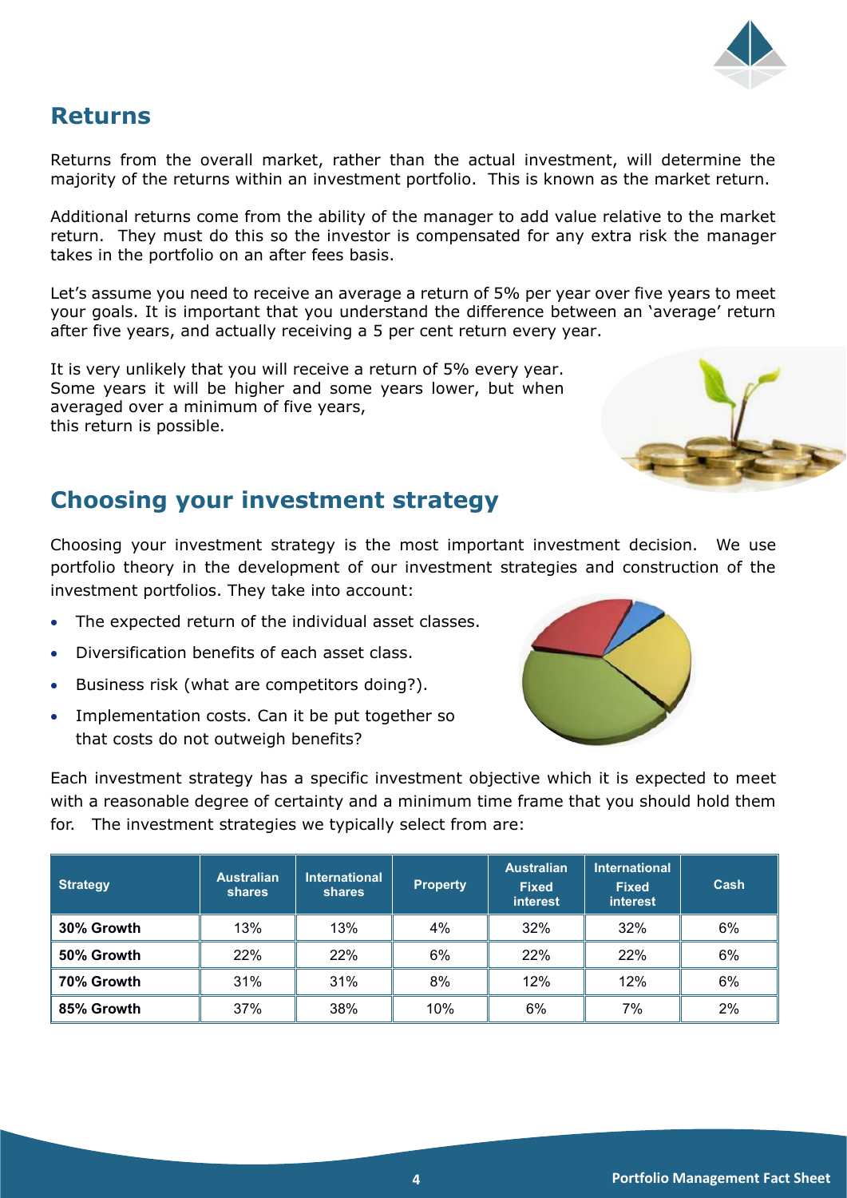## Returns

Returns from the overall market, rather than the actual investment, will determine the majority of the returns within an investment portfolio. This is known as the market return.

Additional returns come from the ability of the manager to add value relative to the market return. They must do this so the investor is compensated for any extra risk the manager takes in the portfolio on an after fees basis.

Let's assume you need to receive an average a return of 5% per year over five years to meet your goals. It is important that you understand the difference between an 'average' return after five years, and actually receiving a 5 per cent return every year.

It is very unlikely that you will receive a return of 5% every year. Some years it will be higher and some years lower, but when averaged over a minimum of five years, this return is possible.

## Choosing your investment strategy

Choosing your investment strategy is the most important investment decision. We use portfolio theory in the development of our investment strategies and construction of the investment portfolios. They take into account:

- The expected return of the individual asset classes.
- Diversification benefits of each asset class.
- Business risk (what are competitors doing?).
- Implementation costs. Can it be put together so that costs do not outweigh benefits?

Each investment strategy has a specific investment objective which it is expected to meet with a reasonable degree of certainty and a minimum time frame that you should hold them for. The investment strategies we typically select from are:

| Strategy | Australian shares | International shares | Property | Australian Fixed interest | International Fixed interest | Cash |
|---|---|---|---|---|---|---|
| **30% Growth** | 13% | 13% | 4% | 32% | 32% | 6% |
| **50% Growth** | 22% | 22% | 6% | 22% | 22% | 6% |
| **70% Growth** | 31% | 31% | 8% | 12% | 12% | 6% |
| **85% Growth** | 37% | 38% | 10% | 6% | 7% | 2% |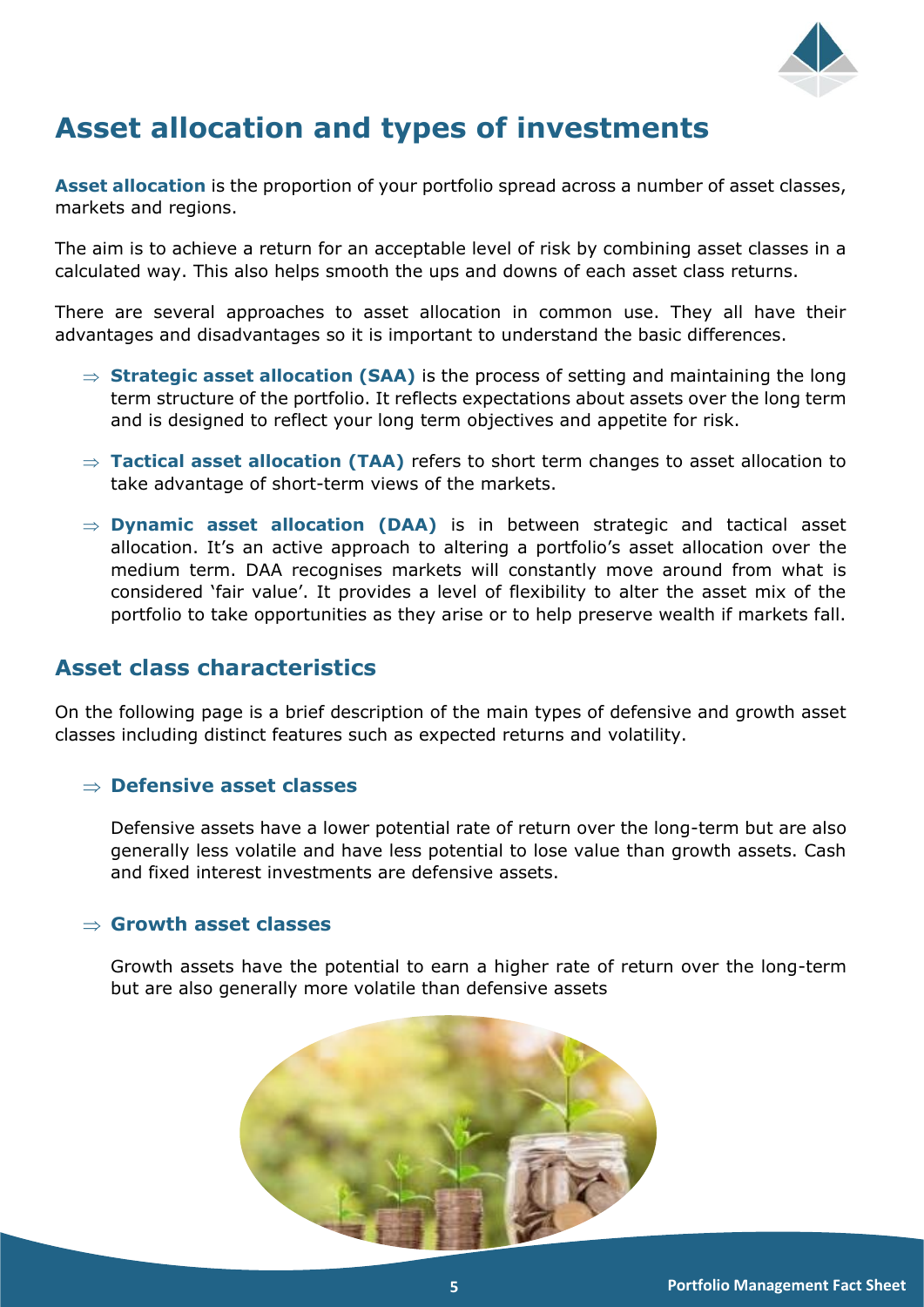# Asset allocation and types of investments

**Asset allocation** is the proportion of your portfolio spread across a number of asset classes, markets and regions.

The aim is to achieve a return for an acceptable level of risk by combining asset classes in a calculated way. This also helps smooth the ups and downs of each asset class returns.

There are several approaches to asset allocation in common use. They all have their advantages and disadvantages so it is important to understand the basic differences.

- ⇒ **Strategic asset allocation (SAA)** is the process of setting and maintaining the long term structure of the portfolio. It reflects expectations about assets over the long term and is designed to reflect your long term objectives and appetite for risk.
- ⇒ **Tactical asset allocation (TAA)** refers to short term changes to asset allocation to take advantage of short-term views of the markets.
- ⇒ **Dynamic asset allocation (DAA)** is in between strategic and tactical asset allocation. It's an active approach to altering a portfolio's asset allocation over the medium term. DAA recognises markets will constantly move around from what is considered 'fair value'. It provides a level of flexibility to alter the asset mix of the portfolio to take opportunities as they arise or to help preserve wealth if markets fall.

## Asset class characteristics

On the following page is a brief description of the main types of defensive and growth asset classes including distinct features such as expected returns and volatility.

### ⇒ Defensive asset classes

Defensive assets have a lower potential rate of return over the long-term but are also generally less volatile and have less potential to lose value than growth assets. Cash and fixed interest investments are defensive assets.

### ⇒ Growth asset classes

Growth assets have the potential to earn a higher rate of return over the long-term but are also generally more volatile than defensive assets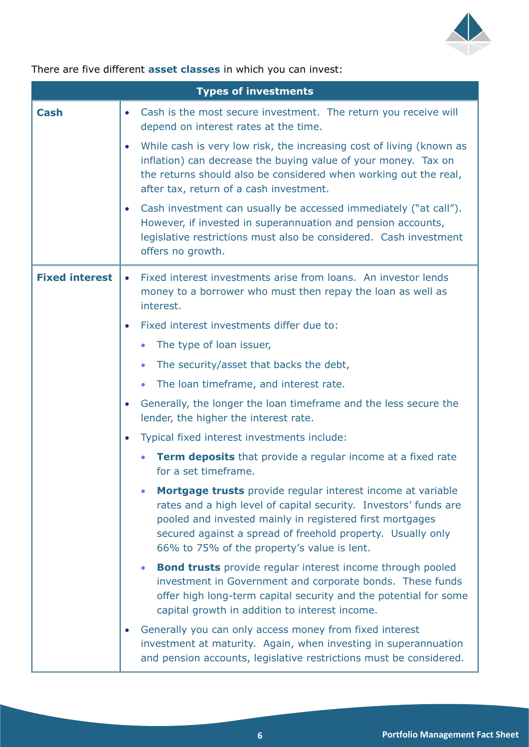There are five different **asset classes** in which you can invest:

| Types of investments | |
|---|---|
| **Cash** | • Cash is the most secure investment. The return you receive will depend on interest rates at the time.<br>• While cash is very low risk, the increasing cost of living (known as inflation) can decrease the buying value of your money. Tax on the returns should also be considered when working out the real, after tax, return of a cash investment.<br>• Cash investment can usually be accessed immediately ("at call"). However, if invested in superannuation and pension accounts, legislative restrictions must also be considered. Cash investment offers no growth. |
| **Fixed interest** | • Fixed interest investments arise from loans. An investor lends money to a borrower who must then repay the loan as well as interest.<br>• Fixed interest investments differ due to:<br>  ◦ The type of loan issuer,<br>  ◦ The security/asset that backs the debt,<br>  ◦ The loan timeframe, and interest rate.<br>• Generally, the longer the loan timeframe and the less secure the lender, the higher the interest rate.<br>• Typical fixed interest investments include:<br>  ◦ **Term deposits** that provide a regular income at a fixed rate for a set timeframe.<br>  ◦ **Mortgage trusts** provide regular interest income at variable rates and a high level of capital security. Investors' funds are pooled and invested mainly in registered first mortgages secured against a spread of freehold property. Usually only 66% to 75% of the property's value is lent.<br>  ◦ **Bond trusts** provide regular interest income through pooled investment in Government and corporate bonds. These funds offer high long-term capital security and the potential for some capital growth in addition to interest income.<br>• Generally you can only access money from fixed interest investment at maturity. Again, when investing in superannuation and pension accounts, legislative restrictions must be considered. |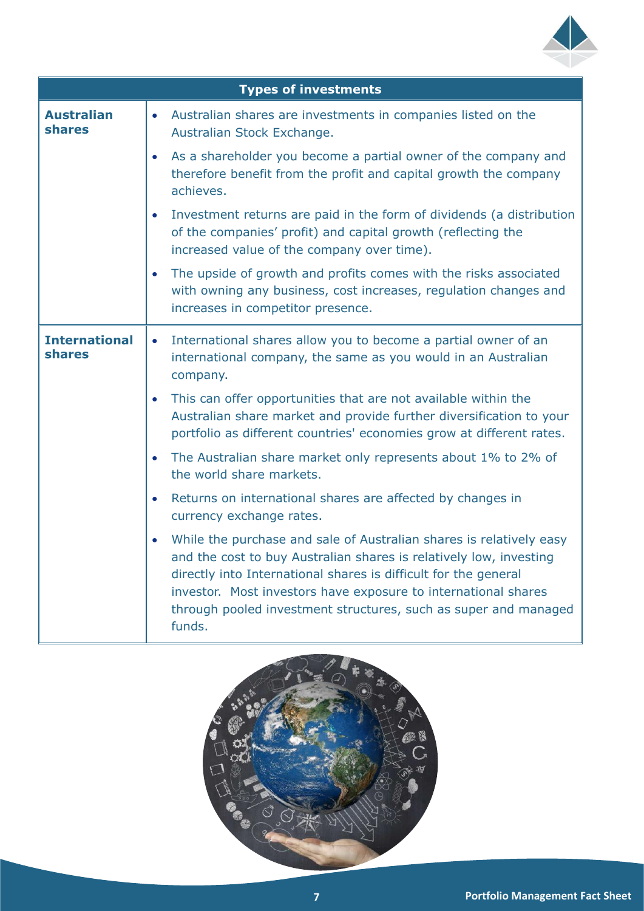| Types of investments | |
|---|---|
| **Australian shares** | • Australian shares are investments in companies listed on the Australian Stock Exchange.<br>• As a shareholder you become a partial owner of the company and therefore benefit from the profit and capital growth the company achieves.<br>• Investment returns are paid in the form of dividends (a distribution of the companies' profit) and capital growth (reflecting the increased value of the company over time).<br>• The upside of growth and profits comes with the risks associated with owning any business, cost increases, regulation changes and increases in competitor presence. |
| **International shares** | • International shares allow you to become a partial owner of an international company, the same as you would in an Australian company.<br>• This can offer opportunities that are not available within the Australian share market and provide further diversification to your portfolio as different countries' economies grow at different rates.<br>• The Australian share market only represents about 1% to 2% of the world share markets.<br>• Returns on international shares are affected by changes in currency exchange rates.<br>• While the purchase and sale of Australian shares is relatively easy and the cost to buy Australian shares is relatively low, investing directly into International shares is difficult for the general investor. Most investors have exposure to international shares through pooled investment structures, such as super and managed funds. |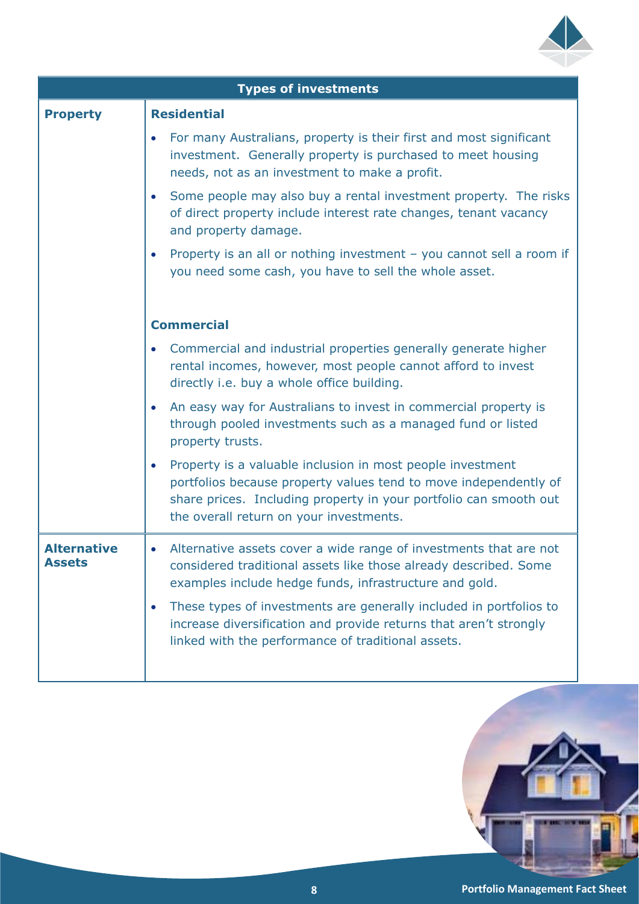| Types of investments | |
|---|---|
| **Property** | **Residential**<br>• For many Australians, property is their first and most significant investment. Generally property is purchased to meet housing needs, not as an investment to make a profit.<br>• Some people may also buy a rental investment property. The risks of direct property include interest rate changes, tenant vacancy and property damage.<br>• Property is an all or nothing investment – you cannot sell a room if you need some cash, you have to sell the whole asset.<br><br>**Commercial**<br>• Commercial and industrial properties generally generate higher rental incomes, however, most people cannot afford to invest directly i.e. buy a whole office building.<br>• An easy way for Australians to invest in commercial property is through pooled investments such as a managed fund or listed property trusts.<br>• Property is a valuable inclusion in most people investment portfolios because property values tend to move independently of share prices. Including property in your portfolio can smooth out the overall return on your investments. |
| **Alternative Assets** | • Alternative assets cover a wide range of investments that are not considered traditional assets like those already described. Some examples include hedge funds, infrastructure and gold.<br>• These types of investments are generally included in portfolios to increase diversification and provide returns that aren't strongly linked with the performance of traditional assets. |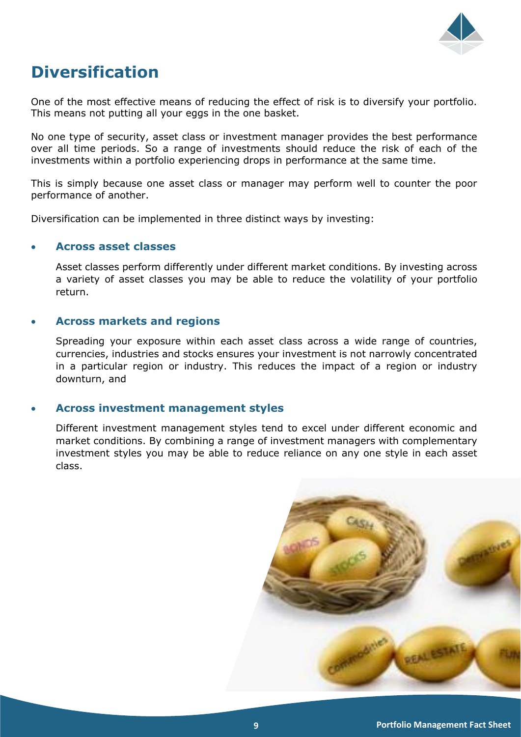# Diversification

One of the most effective means of reducing the effect of risk is to diversify your portfolio. This means not putting all your eggs in the one basket.

No one type of security, asset class or investment manager provides the best performance over all time periods. So a range of investments should reduce the risk of each of the investments within a portfolio experiencing drops in performance at the same time.

This is simply because one asset class or manager may perform well to counter the poor performance of another.

Diversification can be implemented in three distinct ways by investing:

- **Across asset classes**

  Asset classes perform differently under different market conditions. By investing across a variety of asset classes you may be able to reduce the volatility of your portfolio return.

- **Across markets and regions**

  Spreading your exposure within each asset class across a wide range of countries, currencies, industries and stocks ensures your investment is not narrowly concentrated in a particular region or industry. This reduces the impact of a region or industry downturn, and

- **Across investment management styles**

  Different investment management styles tend to excel under different economic and market conditions. By combining a range of investment managers with complementary investment styles you may be able to reduce reliance on any one style in each asset class.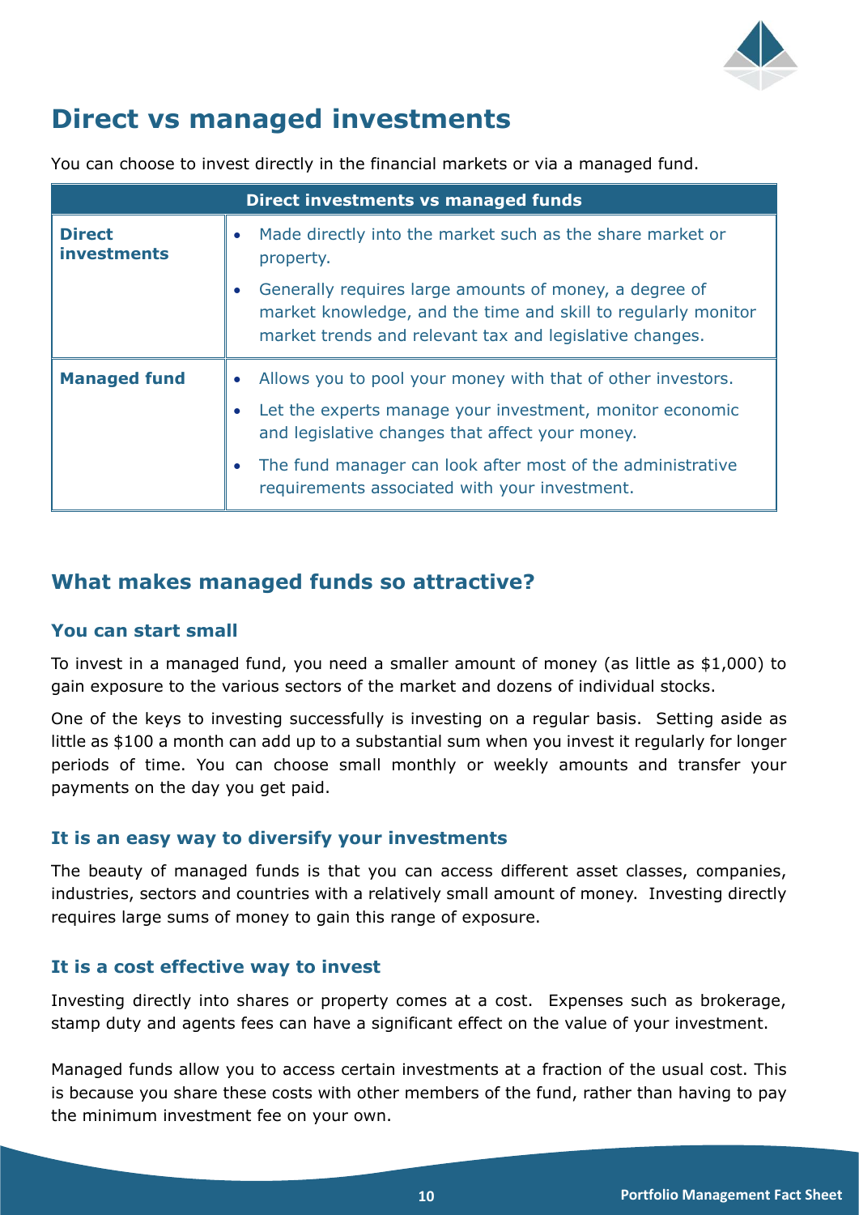# Direct vs managed investments

You can choose to invest directly in the financial markets or via a managed fund.

| Direct investments vs managed funds | |
|---|---|
| **Direct investments** | • Made directly into the market such as the share market or property.<br>• Generally requires large amounts of money, a degree of market knowledge, and the time and skill to regularly monitor market trends and relevant tax and legislative changes. |
| **Managed fund** | • Allows you to pool your money with that of other investors.<br>• Let the experts manage your investment, monitor economic and legislative changes that affect your money.<br>• The fund manager can look after most of the administrative requirements associated with your investment. |

## What makes managed funds so attractive?

### You can start small

To invest in a managed fund, you need a smaller amount of money (as little as $1,000) to gain exposure to the various sectors of the market and dozens of individual stocks.

One of the keys to investing successfully is investing on a regular basis. Setting aside as little as $100 a month can add up to a substantial sum when you invest it regularly for longer periods of time. You can choose small monthly or weekly amounts and transfer your payments on the day you get paid.

### It is an easy way to diversify your investments

The beauty of managed funds is that you can access different asset classes, companies, industries, sectors and countries with a relatively small amount of money. Investing directly requires large sums of money to gain this range of exposure.

### It is a cost effective way to invest

Investing directly into shares or property comes at a cost. Expenses such as brokerage, stamp duty and agents fees can have a significant effect on the value of your investment.

Managed funds allow you to access certain investments at a fraction of the usual cost. This is because you share these costs with other members of the fund, rather than having to pay the minimum investment fee on your own.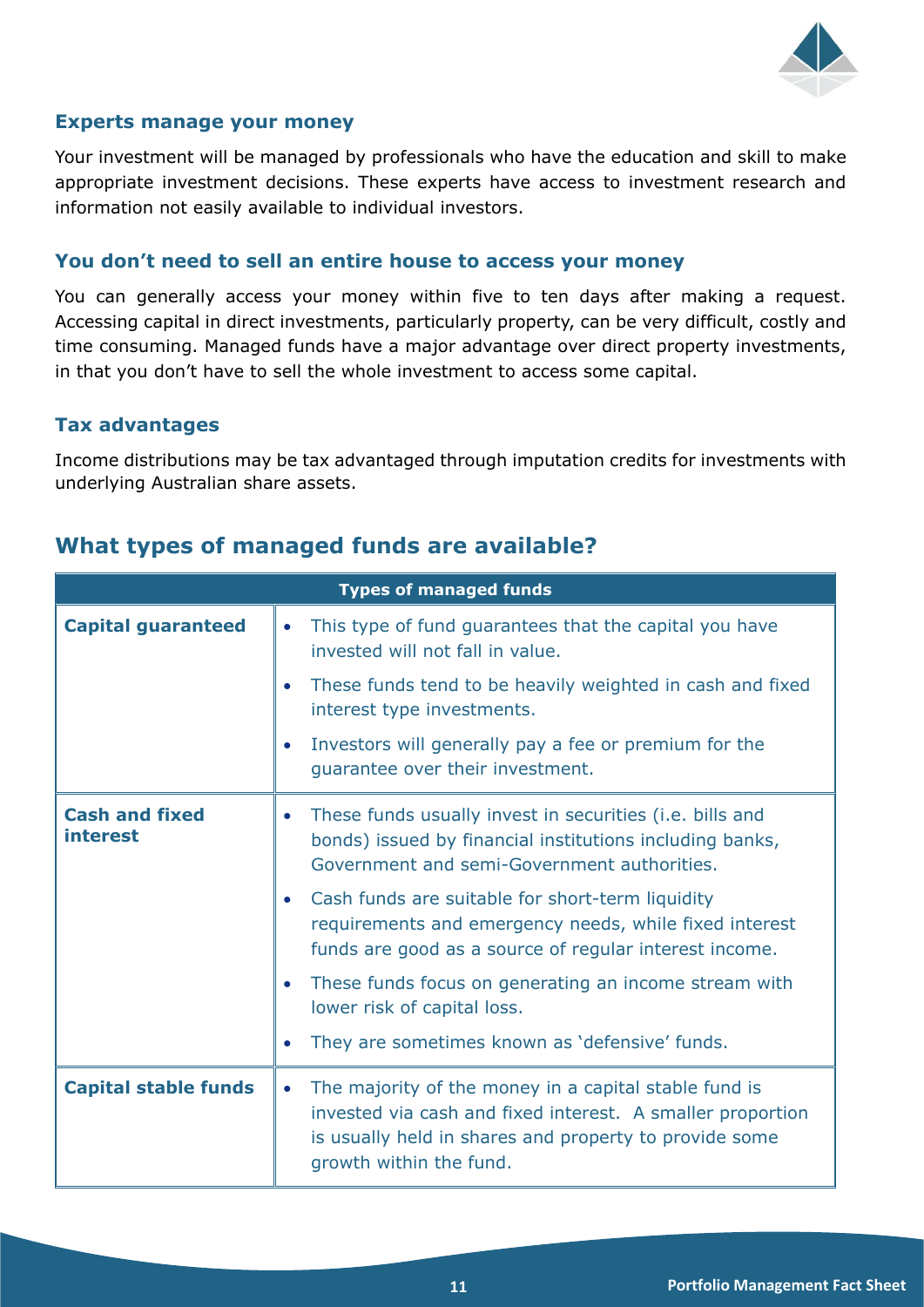### Experts manage your money

Your investment will be managed by professionals who have the education and skill to make appropriate investment decisions. These experts have access to investment research and information not easily available to individual investors.

### You don't need to sell an entire house to access your money

You can generally access your money within five to ten days after making a request. Accessing capital in direct investments, particularly property, can be very difficult, costly and time consuming. Managed funds have a major advantage over direct property investments, in that you don't have to sell the whole investment to access some capital.

### Tax advantages

Income distributions may be tax advantaged through imputation credits for investments with underlying Australian share assets.

## What types of managed funds are available?

| Types of managed funds | |
|---|---|
| **Capital guaranteed** | • This type of fund guarantees that the capital you have invested will not fall in value.<br>• These funds tend to be heavily weighted in cash and fixed interest type investments.<br>• Investors will generally pay a fee or premium for the guarantee over their investment. |
| **Cash and fixed interest** | • These funds usually invest in securities (i.e. bills and bonds) issued by financial institutions including banks, Government and semi-Government authorities.<br>• Cash funds are suitable for short-term liquidity requirements and emergency needs, while fixed interest funds are good as a source of regular interest income.<br>• These funds focus on generating an income stream with lower risk of capital loss.<br>• They are sometimes known as 'defensive' funds. |
| **Capital stable funds** | • The majority of the money in a capital stable fund is invested via cash and fixed interest. A smaller proportion is usually held in shares and property to provide some growth within the fund. |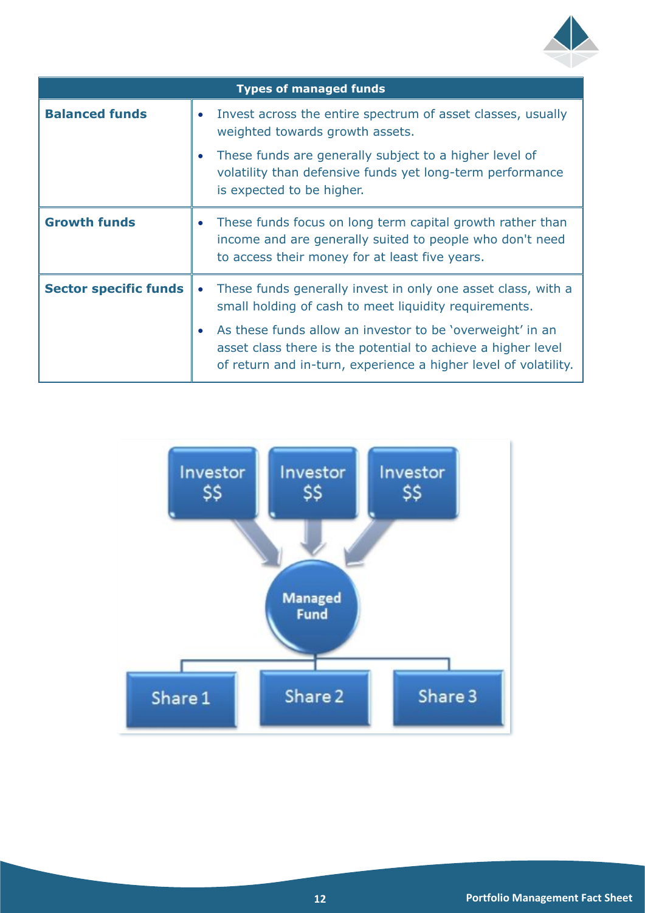| Types of managed funds | |
|---|---|
| **Balanced funds** | • Invest across the entire spectrum of asset classes, usually weighted towards growth assets. <br> • These funds are generally subject to a higher level of volatility than defensive funds yet long-term performance is expected to be higher. |
| **Growth funds** | • These funds focus on long term capital growth rather than income and are generally suited to people who don't need to access their money for at least five years. |
| **Sector specific funds** | • These funds generally invest in only one asset class, with a small holding of cash to meet liquidity requirements. <br> • As these funds allow an investor to be 'overweight' in an asset class there is the potential to achieve a higher level of return and in-turn, experience a higher level of volatility. |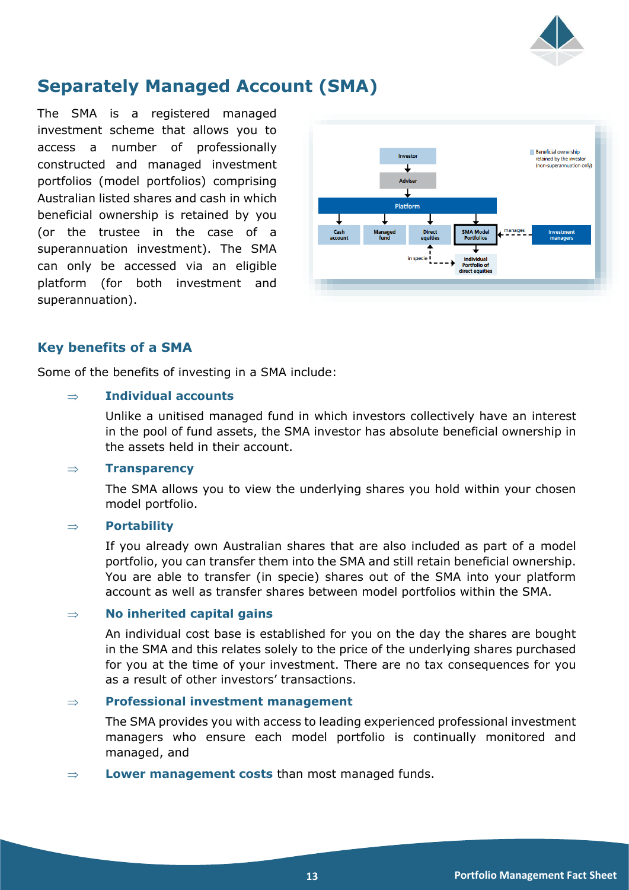# Separately Managed Account (SMA)

The SMA is a registered managed investment scheme that allows you to access a number of professionally constructed and managed investment portfolios (model portfolios) comprising Australian listed shares and cash in which beneficial ownership is retained by you (or the trustee in the case of a superannuation investment). The SMA can only be accessed via an eligible platform (for both investment and superannuation).

## Key benefits of a SMA

Some of the benefits of investing in a SMA include:

⇒ **Individual accounts**

Unlike a unitised managed fund in which investors collectively have an interest in the pool of fund assets, the SMA investor has absolute beneficial ownership in the assets held in their account.

⇒ **Transparency**

The SMA allows you to view the underlying shares you hold within your chosen model portfolio.

⇒ **Portability**

If you already own Australian shares that are also included as part of a model portfolio, you can transfer them into the SMA and still retain beneficial ownership. You are able to transfer (in specie) shares out of the SMA into your platform account as well as transfer shares between model portfolios within the SMA.

⇒ **No inherited capital gains**

An individual cost base is established for you on the day the shares are bought in the SMA and this relates solely to the price of the underlying shares purchased for you at the time of your investment. There are no tax consequences for you as a result of other investors' transactions.

⇒ **Professional investment management**

The SMA provides you with access to leading experienced professional investment managers who ensure each model portfolio is continually monitored and managed, and

⇒ **Lower management costs** than most managed funds.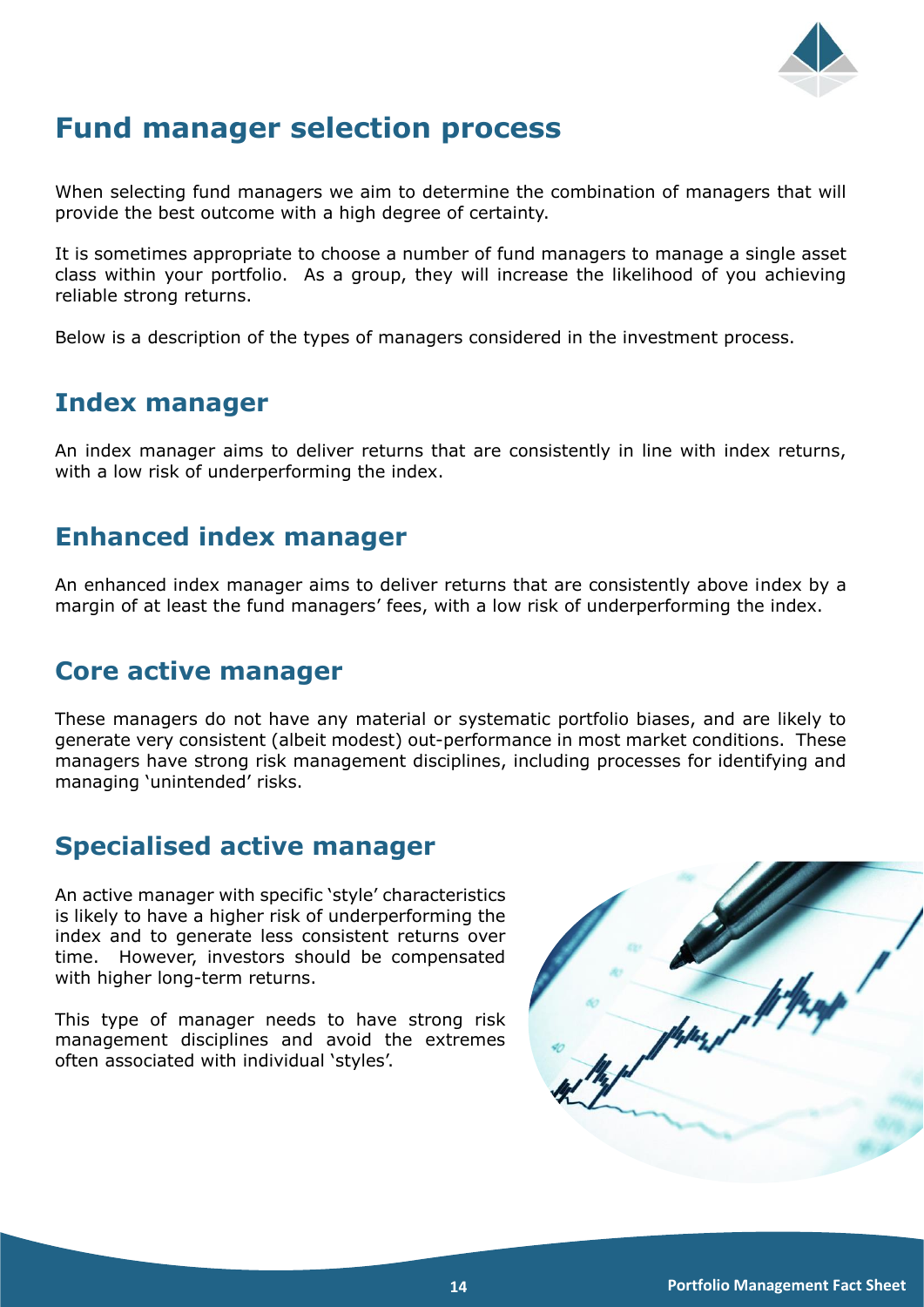# Fund manager selection process

When selecting fund managers we aim to determine the combination of managers that will provide the best outcome with a high degree of certainty.

It is sometimes appropriate to choose a number of fund managers to manage a single asset class within your portfolio. As a group, they will increase the likelihood of you achieving reliable strong returns.

Below is a description of the types of managers considered in the investment process.

## Index manager

An index manager aims to deliver returns that are consistently in line with index returns, with a low risk of underperforming the index.

## Enhanced index manager

An enhanced index manager aims to deliver returns that are consistently above index by a margin of at least the fund managers' fees, with a low risk of underperforming the index.

## Core active manager

These managers do not have any material or systematic portfolio biases, and are likely to generate very consistent (albeit modest) out-performance in most market conditions. These managers have strong risk management disciplines, including processes for identifying and managing 'unintended' risks.

## Specialised active manager

An active manager with specific 'style' characteristics is likely to have a higher risk of underperforming the index and to generate less consistent returns over time. However, investors should be compensated with higher long-term returns.

This type of manager needs to have strong risk management disciplines and avoid the extremes often associated with individual 'styles'.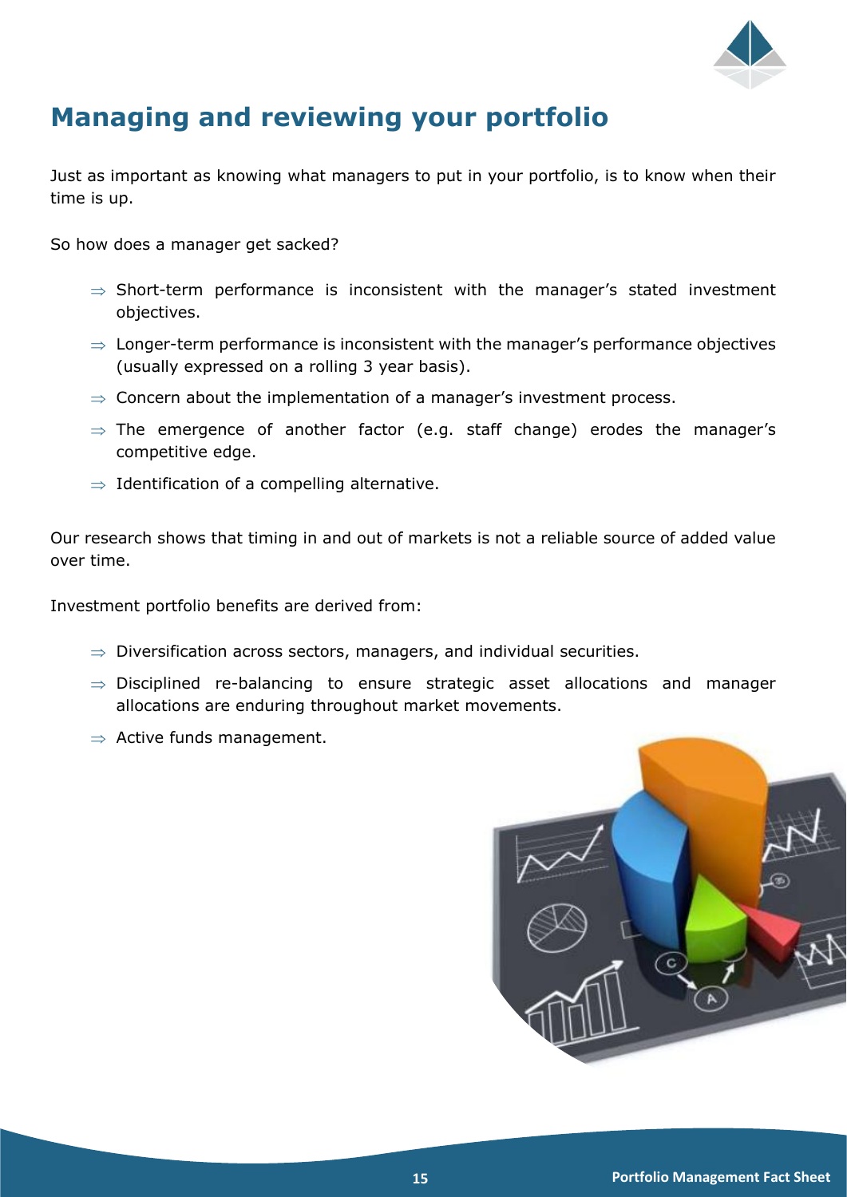# Managing and reviewing your portfolio

Just as important as knowing what managers to put in your portfolio, is to know when their time is up.

So how does a manager get sacked?

- ⇒ Short-term performance is inconsistent with the manager's stated investment objectives.
- ⇒ Longer-term performance is inconsistent with the manager's performance objectives (usually expressed on a rolling 3 year basis).
- ⇒ Concern about the implementation of a manager's investment process.
- ⇒ The emergence of another factor (e.g. staff change) erodes the manager's competitive edge.
- ⇒ Identification of a compelling alternative.

Our research shows that timing in and out of markets is not a reliable source of added value over time.

Investment portfolio benefits are derived from:

- ⇒ Diversification across sectors, managers, and individual securities.
- ⇒ Disciplined re-balancing to ensure strategic asset allocations and manager allocations are enduring throughout market movements.
- ⇒ Active funds management.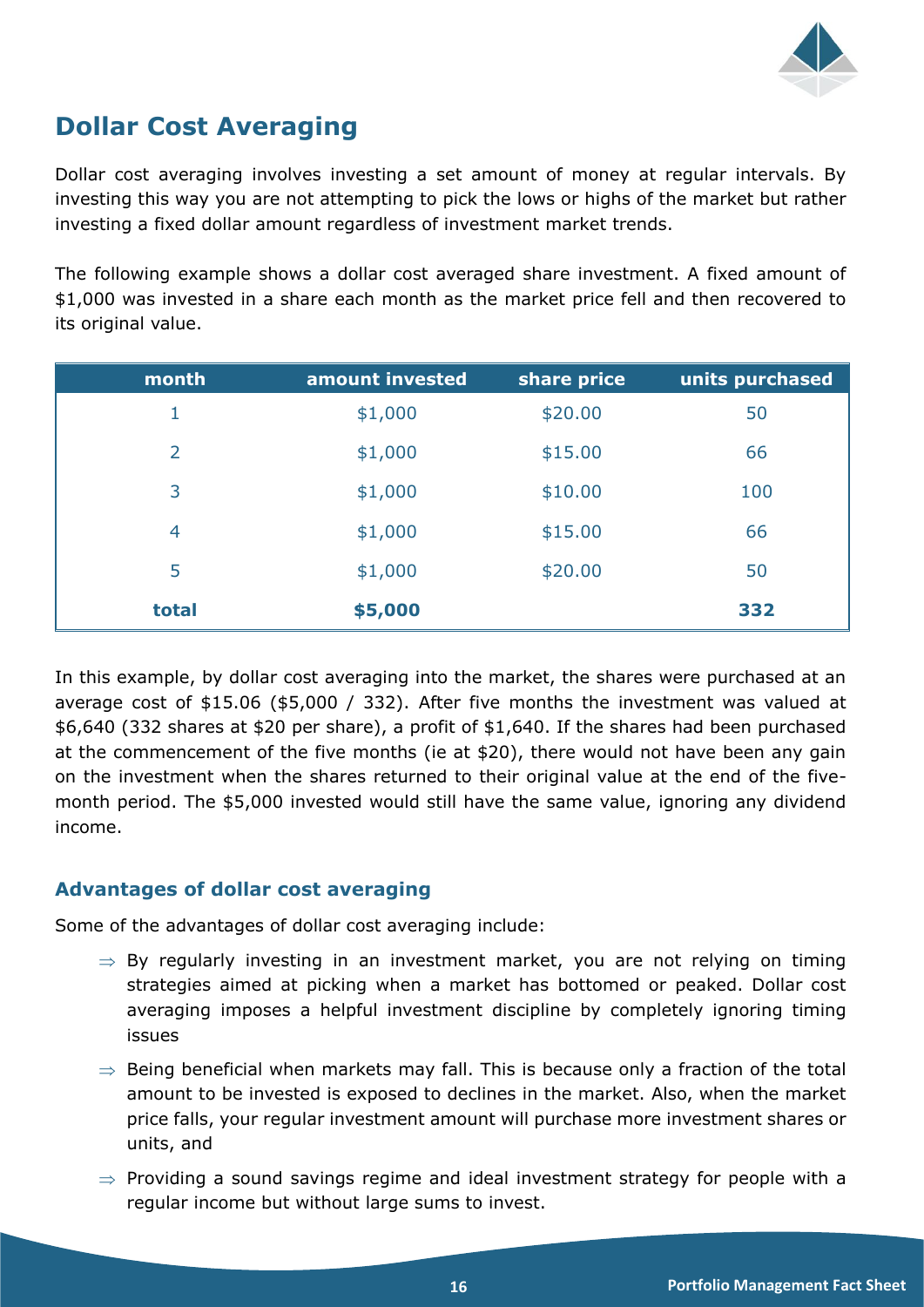## Dollar Cost Averaging

Dollar cost averaging involves investing a set amount of money at regular intervals. By investing this way you are not attempting to pick the lows or highs of the market but rather investing a fixed dollar amount regardless of investment market trends.

The following example shows a dollar cost averaged share investment. A fixed amount of $1,000 was invested in a share each month as the market price fell and then recovered to its original value.

| month | amount invested | share price | units purchased |
|---|---|---|---|
| 1 | $1,000 | $20.00 | 50 |
| 2 | $1,000 | $15.00 | 66 |
| 3 | $1,000 | $10.00 | 100 |
| 4 | $1,000 | $15.00 | 66 |
| 5 | $1,000 | $20.00 | 50 |
| **total** | **$5,000** | | **332** |

In this example, by dollar cost averaging into the market, the shares were purchased at an average cost of $15.06 ($5,000 / 332). After five months the investment was valued at $6,640 (332 shares at $20 per share), a profit of $1,640. If the shares had been purchased at the commencement of the five months (ie at $20), there would not have been any gain on the investment when the shares returned to their original value at the end of the five-month period. The $5,000 invested would still have the same value, ignoring any dividend income.

### Advantages of dollar cost averaging

Some of the advantages of dollar cost averaging include:

- By regularly investing in an investment market, you are not relying on timing strategies aimed at picking when a market has bottomed or peaked. Dollar cost averaging imposes a helpful investment discipline by completely ignoring timing issues
- Being beneficial when markets may fall. This is because only a fraction of the total amount to be invested is exposed to declines in the market. Also, when the market price falls, your regular investment amount will purchase more investment shares or units, and
- Providing a sound savings regime and ideal investment strategy for people with a regular income but without large sums to invest.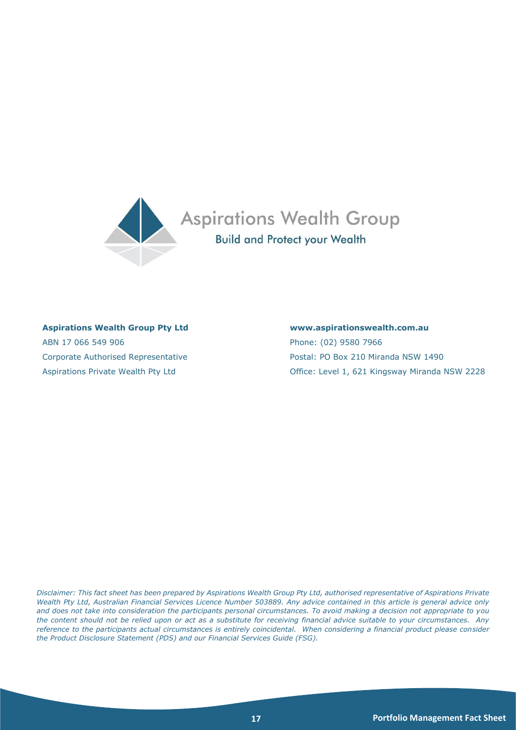Aspirations Wealth Group

Build and Protect your Wealth

**Aspirations Wealth Group Pty Ltd**

ABN 17 066 549 906

Corporate Authorised Representative

Aspirations Private Wealth Pty Ltd

**www.aspirationswealth.com.au**

Phone: (02) 9580 7966

Postal: PO Box 210 Miranda NSW 1490

Office: Level 1, 621 Kingsway Miranda NSW 2228

*Disclaimer: This fact sheet has been prepared by Aspirations Wealth Group Pty Ltd, authorised representative of Aspirations Private Wealth Pty Ltd, Australian Financial Services Licence Number 503889. Any advice contained in this article is general advice only and does not take into consideration the participants personal circumstances. To avoid making a decision not appropriate to you the content should not be relied upon or act as a substitute for receiving financial advice suitable to your circumstances. Any reference to the participants actual circumstances is entirely coincidental. When considering a financial product please consider the Product Disclosure Statement (PDS) and our Financial Services Guide (FSG).*